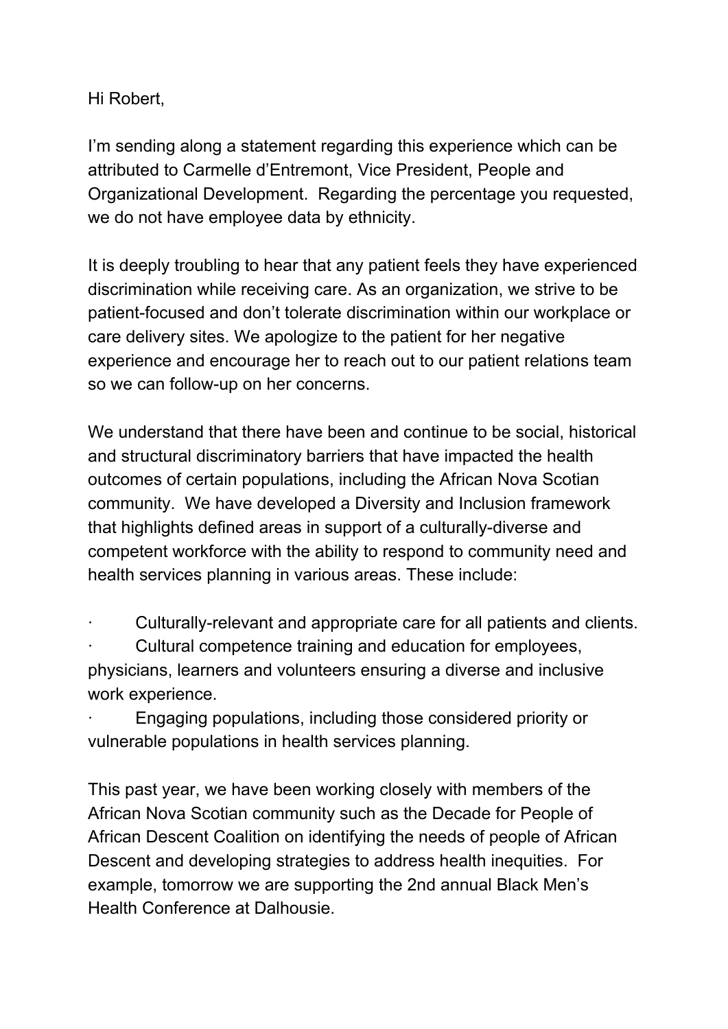Hi Robert,

I'm sending along a statement regarding this experience which can be attributed to Carmelle d'Entremont, Vice President, People and Organizational Development. Regarding the percentage you requested, we do not have employee data by ethnicity.

It is deeply troubling to hear that any patient feels they have experienced discrimination while receiving care. As an organization, we strive to be patient-focused and don't tolerate discrimination within our workplace or care delivery sites. We apologize to the patient for her negative experience and encourage her to reach out to our patient relations team so we can follow-up on her concerns.

We understand that there have been and continue to be social, historical and structural discriminatory barriers that have impacted the health outcomes of certain populations, including the African Nova Scotian community. We have developed a Diversity and Inclusion framework that highlights defined areas in support of a culturally-diverse and competent workforce with the ability to respond to community need and health services planning in various areas. These include:

- Culturally-relevant and appropriate care for all patients and clients.
- Cultural competence training and education for employees, physicians, learners and volunteers ensuring a diverse and inclusive work experience.
- Engaging populations, including those considered priority or vulnerable populations in health services planning.

This past year, we have been working closely with members of the African Nova Scotian community such as the Decade for People of African Descent Coalition on identifying the needs of people of African Descent and developing strategies to address health inequities. For example, tomorrow we are supporting the 2nd annual Black Men's Health Conference at Dalhousie.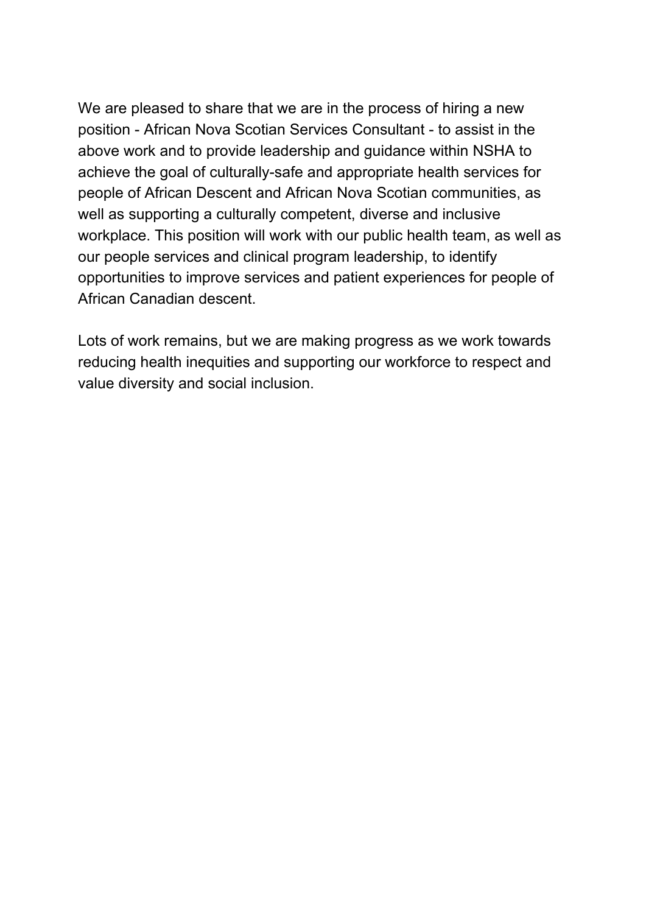We are pleased to share that we are in the process of hiring a new position - African Nova Scotian Services Consultant - to assist in the above work and to provide leadership and guidance within NSHA to achieve the goal of culturally-safe and appropriate health services for people of African Descent and African Nova Scotian communities, as well as supporting a culturally competent, diverse and inclusive workplace. This position will work with our public health team, as well as our people services and clinical program leadership, to identify opportunities to improve services and patient experiences for people of African Canadian descent.

Lots of work remains, but we are making progress as we work towards reducing health inequities and supporting our workforce to respect and value diversity and social inclusion.